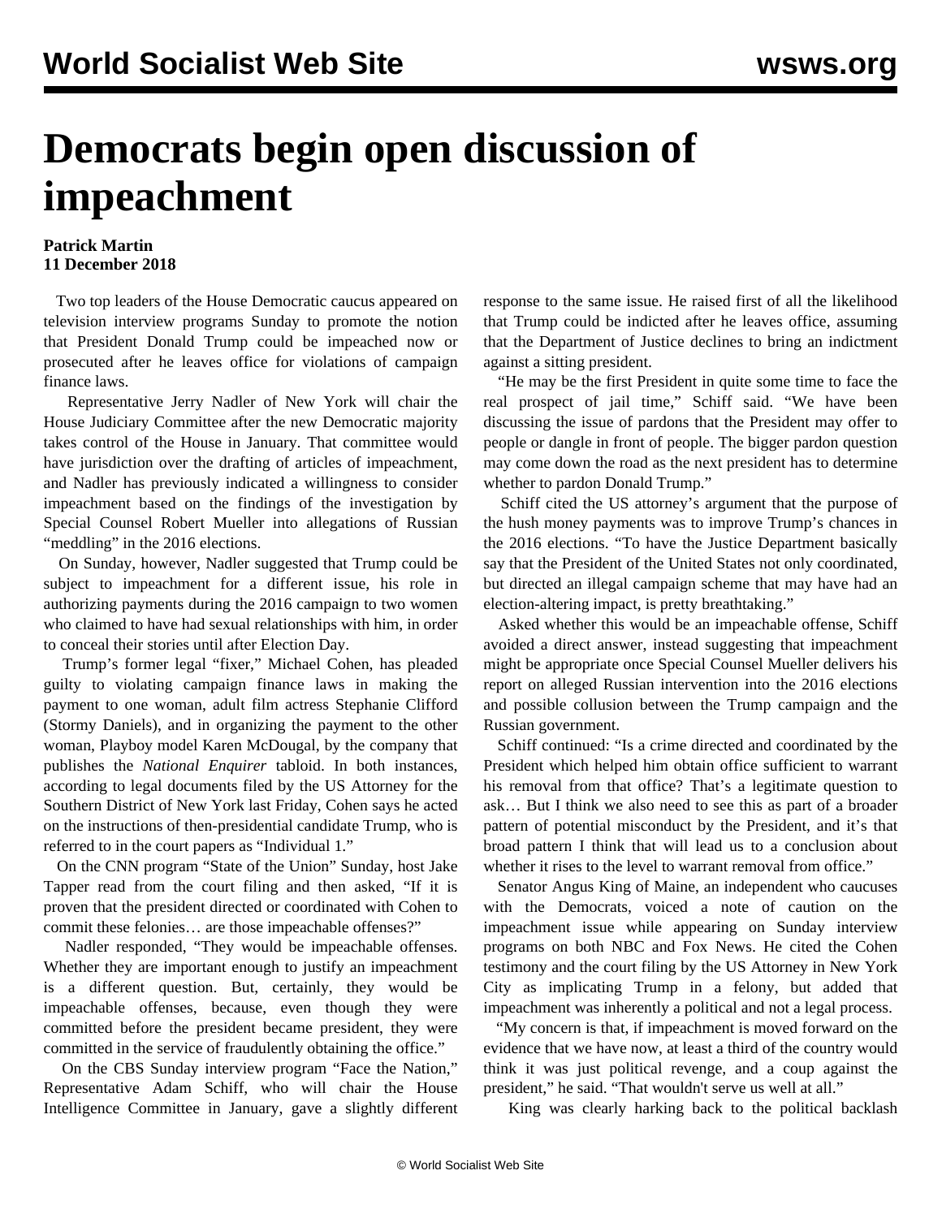# Democrats begin open discussion of impeachment

**Patrick Martin**
**11 December 2018**

Two top leaders of the House Democratic caucus appeared on television interview programs Sunday to promote the notion that President Donald Trump could be impeached now or prosecuted after he leaves office for violations of campaign finance laws.

Representative Jerry Nadler of New York will chair the House Judiciary Committee after the new Democratic majority takes control of the House in January. That committee would have jurisdiction over the drafting of articles of impeachment, and Nadler has previously indicated a willingness to consider impeachment based on the findings of the investigation by Special Counsel Robert Mueller into allegations of Russian "meddling" in the 2016 elections.

On Sunday, however, Nadler suggested that Trump could be subject to impeachment for a different issue, his role in authorizing payments during the 2016 campaign to two women who claimed to have had sexual relationships with him, in order to conceal their stories until after Election Day.

Trump's former legal "fixer," Michael Cohen, has pleaded guilty to violating campaign finance laws in making the payment to one woman, adult film actress Stephanie Clifford (Stormy Daniels), and in organizing the payment to the other woman, Playboy model Karen McDougal, by the company that publishes the *National Enquirer* tabloid. In both instances, according to legal documents filed by the US Attorney for the Southern District of New York last Friday, Cohen says he acted on the instructions of then-presidential candidate Trump, who is referred to in the court papers as "Individual 1."

On the CNN program "State of the Union" Sunday, host Jake Tapper read from the court filing and then asked, "If it is proven that the president directed or coordinated with Cohen to commit these felonies… are those impeachable offenses?"

Nadler responded, "They would be impeachable offenses. Whether they are important enough to justify an impeachment is a different question. But, certainly, they would be impeachable offenses, because, even though they were committed before the president became president, they were committed in the service of fraudulently obtaining the office."

On the CBS Sunday interview program "Face the Nation," Representative Adam Schiff, who will chair the House Intelligence Committee in January, gave a slightly different response to the same issue. He raised first of all the likelihood that Trump could be indicted after he leaves office, assuming that the Department of Justice declines to bring an indictment against a sitting president.

"He may be the first President in quite some time to face the real prospect of jail time," Schiff said. "We have been discussing the issue of pardons that the President may offer to people or dangle in front of people. The bigger pardon question may come down the road as the next president has to determine whether to pardon Donald Trump."

Schiff cited the US attorney's argument that the purpose of the hush money payments was to improve Trump's chances in the 2016 elections. "To have the Justice Department basically say that the President of the United States not only coordinated, but directed an illegal campaign scheme that may have had an election-altering impact, is pretty breathtaking."

Asked whether this would be an impeachable offense, Schiff avoided a direct answer, instead suggesting that impeachment might be appropriate once Special Counsel Mueller delivers his report on alleged Russian intervention into the 2016 elections and possible collusion between the Trump campaign and the Russian government.

Schiff continued: "Is a crime directed and coordinated by the President which helped him obtain office sufficient to warrant his removal from that office? That's a legitimate question to ask… But I think we also need to see this as part of a broader pattern of potential misconduct by the President, and it's that broad pattern I think that will lead us to a conclusion about whether it rises to the level to warrant removal from office."

Senator Angus King of Maine, an independent who caucuses with the Democrats, voiced a note of caution on the impeachment issue while appearing on Sunday interview programs on both NBC and Fox News. He cited the Cohen testimony and the court filing by the US Attorney in New York City as implicating Trump in a felony, but added that impeachment was inherently a political and not a legal process.

"My concern is that, if impeachment is moved forward on the evidence that we have now, at least a third of the country would think it was just political revenge, and a coup against the president," he said. "That wouldn't serve us well at all."

King was clearly harking back to the political backlash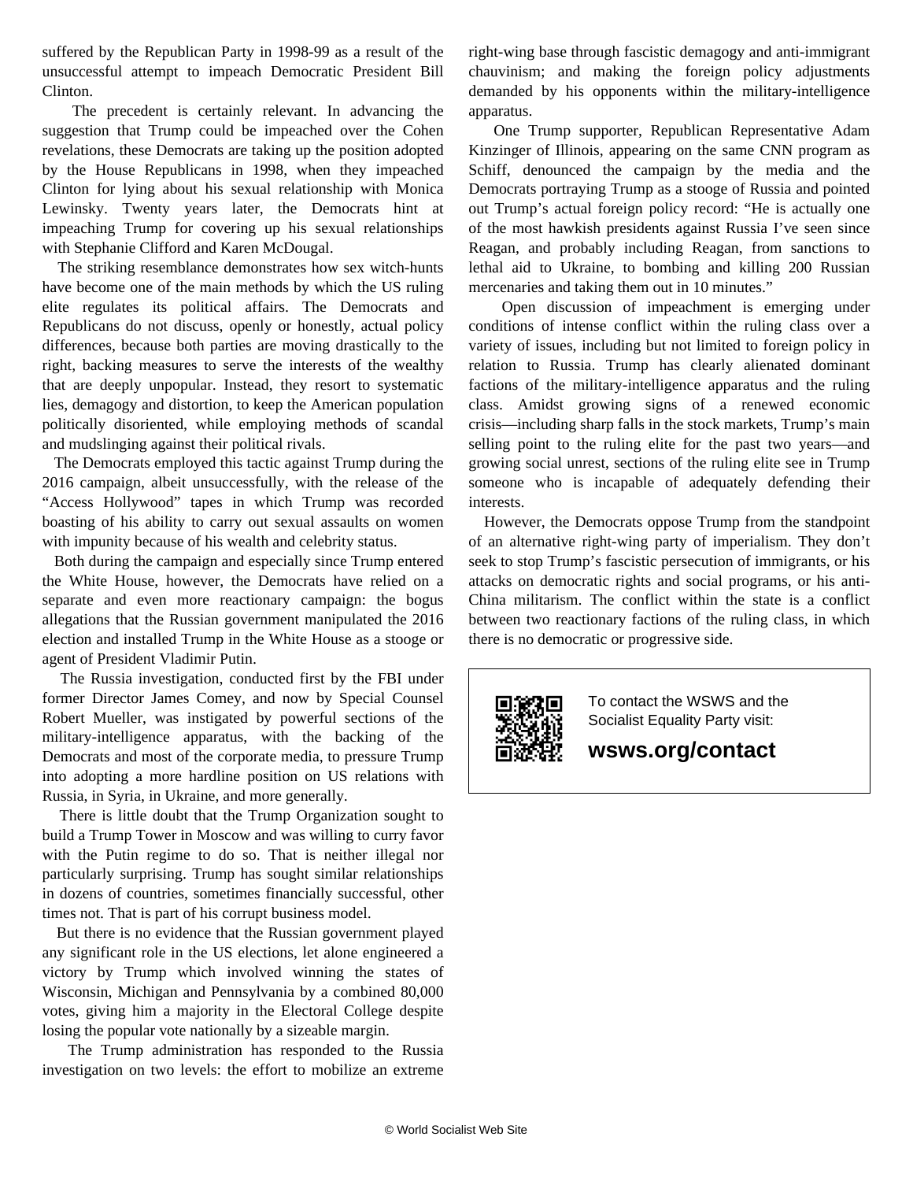suffered by the Republican Party in 1998-99 as a result of the unsuccessful attempt to impeach Democratic President Bill Clinton.

The precedent is certainly relevant. In advancing the suggestion that Trump could be impeached over the Cohen revelations, these Democrats are taking up the position adopted by the House Republicans in 1998, when they impeached Clinton for lying about his sexual relationship with Monica Lewinsky. Twenty years later, the Democrats hint at impeaching Trump for covering up his sexual relationships with Stephanie Clifford and Karen McDougal.

The striking resemblance demonstrates how sex witch-hunts have become one of the main methods by which the US ruling elite regulates its political affairs. The Democrats and Republicans do not discuss, openly or honestly, actual policy differences, because both parties are moving drastically to the right, backing measures to serve the interests of the wealthy that are deeply unpopular. Instead, they resort to systematic lies, demagogy and distortion, to keep the American population politically disoriented, while employing methods of scandal and mudslinging against their political rivals.

The Democrats employed this tactic against Trump during the 2016 campaign, albeit unsuccessfully, with the release of the "Access Hollywood" tapes in which Trump was recorded boasting of his ability to carry out sexual assaults on women with impunity because of his wealth and celebrity status.

Both during the campaign and especially since Trump entered the White House, however, the Democrats have relied on a separate and even more reactionary campaign: the bogus allegations that the Russian government manipulated the 2016 election and installed Trump in the White House as a stooge or agent of President Vladimir Putin.

The Russia investigation, conducted first by the FBI under former Director James Comey, and now by Special Counsel Robert Mueller, was instigated by powerful sections of the military-intelligence apparatus, with the backing of the Democrats and most of the corporate media, to pressure Trump into adopting a more hardline position on US relations with Russia, in Syria, in Ukraine, and more generally.

There is little doubt that the Trump Organization sought to build a Trump Tower in Moscow and was willing to curry favor with the Putin regime to do so. That is neither illegal nor particularly surprising. Trump has sought similar relationships in dozens of countries, sometimes financially successful, other times not. That is part of his corrupt business model.

But there is no evidence that the Russian government played any significant role in the US elections, let alone engineered a victory by Trump which involved winning the states of Wisconsin, Michigan and Pennsylvania by a combined 80,000 votes, giving him a majority in the Electoral College despite losing the popular vote nationally by a sizeable margin.

The Trump administration has responded to the Russia investigation on two levels: the effort to mobilize an extreme right-wing base through fascistic demagogy and anti-immigrant chauvinism; and making the foreign policy adjustments demanded by his opponents within the military-intelligence apparatus.

One Trump supporter, Republican Representative Adam Kinzinger of Illinois, appearing on the same CNN program as Schiff, denounced the campaign by the media and the Democrats portraying Trump as a stooge of Russia and pointed out Trump's actual foreign policy record: "He is actually one of the most hawkish presidents against Russia I've seen since Reagan, and probably including Reagan, from sanctions to lethal aid to Ukraine, to bombing and killing 200 Russian mercenaries and taking them out in 10 minutes."

Open discussion of impeachment is emerging under conditions of intense conflict within the ruling class over a variety of issues, including but not limited to foreign policy in relation to Russia. Trump has clearly alienated dominant factions of the military-intelligence apparatus and the ruling class. Amidst growing signs of a renewed economic crisis—including sharp falls in the stock markets, Trump's main selling point to the ruling elite for the past two years—and growing social unrest, sections of the ruling elite see in Trump someone who is incapable of adequately defending their interests.

However, the Democrats oppose Trump from the standpoint of an alternative right-wing party of imperialism. They don't seek to stop Trump's fascistic persecution of immigrants, or his attacks on democratic rights and social programs, or his anti-China militarism. The conflict within the state is a conflict between two reactionary factions of the ruling class, in which there is no democratic or progressive side.

To contact the WSWS and the Socialist Equality Party visit:

**wsws.org/contact**